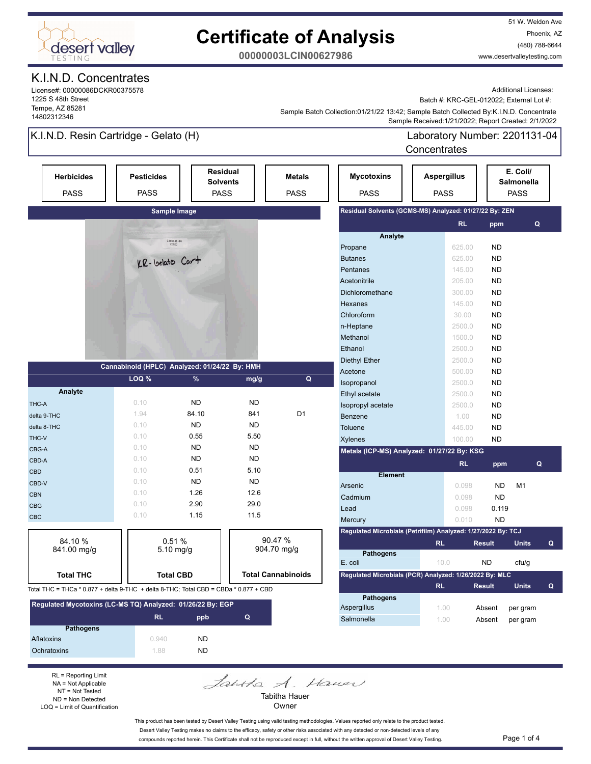# Certificate of Analysis

**00000003LCIN00627986**

51 W. Weldon Ave
Phoenix, AZ
(480) 788-6644
www.desertvalleytesting.com

## K.I.N.D. Concentrates

License#: 00000086DCKR00375578
1225 S 48th Street
Tempe, AZ 85281
14802312346

Additional Licenses:
Batch #: KRC-GEL-012022; External Lot #:
Sample Batch Collection:01/21/22 13:42; Sample Batch Collected By:K.I.N.D. Concentrate
Sample Received:1/21/2022; Report Created: 2/1/2022

## K.I.N.D. Resin Cartridge - Gelato (H)

Laboratory Number: 2201131-04
Concentrates

| Herbicides | Pesticides | Residual Solvents | Metals | Mycotoxins | Aspergillus | E. Coli/ Salmonella |
|---|---|---|---|---|---|---|
| PASS | PASS | PASS | PASS | PASS | PASS | PASS |

**Sample Image**

### Cannabinoid (HPLC) Analyzed: 01/24/22 By: HMH

| Analyte | LOQ % | % | mg/g | Q |
|---|---|---|---|---|
| THC-A | 0.10 | ND | ND | |
| delta 9-THC | 1.94 | 84.10 | 841 | D1 |
| delta 8-THC | 0.10 | ND | ND | |
| THC-V | 0.10 | 0.55 | 5.50 | |
| CBG-A | 0.10 | ND | ND | |
| CBD-A | 0.10 | ND | ND | |
| CBD | 0.10 | 0.51 | 5.10 | |
| CBD-V | 0.10 | ND | ND | |
| CBN | 0.10 | 1.26 | 12.6 | |
| CBG | 0.10 | 2.90 | 29.0 | |
| CBC | 0.10 | 1.15 | 11.5 | |

| Total THC | Total CBD | Total Cannabinoids |
|---|---|---|
| 84.10 % 841.00 mg/g | 0.51 % 5.10 mg/g | 90.47 % 904.70 mg/g |

Total THC = THCa * 0.877 + delta 9-THC + delta 8-THC; Total CBD = CBDa * 0.877 + CBD

### Regulated Mycotoxins (LC-MS TQ) Analyzed: 01/26/22 By: EGP

| Pathogens | RL | ppb | Q |
|---|---|---|---|
| Aflatoxins | 0.940 | ND | |
| Ochratoxins | 1.88 | ND | |

### Residual Solvents (GCMS-MS) Analyzed: 01/27/22 By: ZEN

| Analyte | RL | ppm | Q |
|---|---|---|---|
| Propane | 625.00 | ND | |
| Butanes | 625.00 | ND | |
| Pentanes | 145.00 | ND | |
| Acetonitrile | 205.00 | ND | |
| Dichloromethane | 300.00 | ND | |
| Hexanes | 145.00 | ND | |
| Chloroform | 30.00 | ND | |
| n-Heptane | 2500.0 | ND | |
| Methanol | 1500.0 | ND | |
| Ethanol | 2500.0 | ND | |
| Diethyl Ether | 2500.0 | ND | |
| Acetone | 500.00 | ND | |
| Isopropanol | 2500.0 | ND | |
| Ethyl acetate | 2500.0 | ND | |
| Isopropyl acetate | 2500.0 | ND | |
| Benzene | 1.00 | ND | |
| Toluene | 445.00 | ND | |
| Xylenes | 100.00 | ND | |

### Metals (ICP-MS) Analyzed: 01/27/22 By: KSG

| Element | RL | ppm | Q |
|---|---|---|---|
| Arsenic | 0.098 | ND | M1 |
| Cadmium | 0.098 | ND | |
| Lead | 0.098 | 0.119 | |
| Mercury | 0.010 | ND | |

### Regulated Microbials (Petrifilm) Analyzed: 01/27/2022 By: TCJ

| Pathogens | RL | Result | Units | Q |
|---|---|---|---|---|
| E. coli | 10.0 | ND | cfu/g | |

### Regulated Microbials (PCR) Analyzed: 1/26/2022 By: MLC

| Pathogens | RL | Result | Units | Q |
|---|---|---|---|---|
| Aspergillus | 1.00 | Absent | per gram | |
| Salmonella | 1.00 | Absent | per gram | |

RL = Reporting Limit
NA = Not Applicable
NT = Not Tested
ND = Non Detected
LOQ = Limit of Quantification

Tabitha Hauer
Owner

This product has been tested by Desert Valley Testing using valid testing methodologies. Values reported only relate to the product tested. Desert Valley Testing makes no claims to the efficacy, safety or other risks associated with any detected or non-detected levels of any compounds reported herein. This Certificate shall not be reproduced except in full, without the written approval of Desert Valley Testing.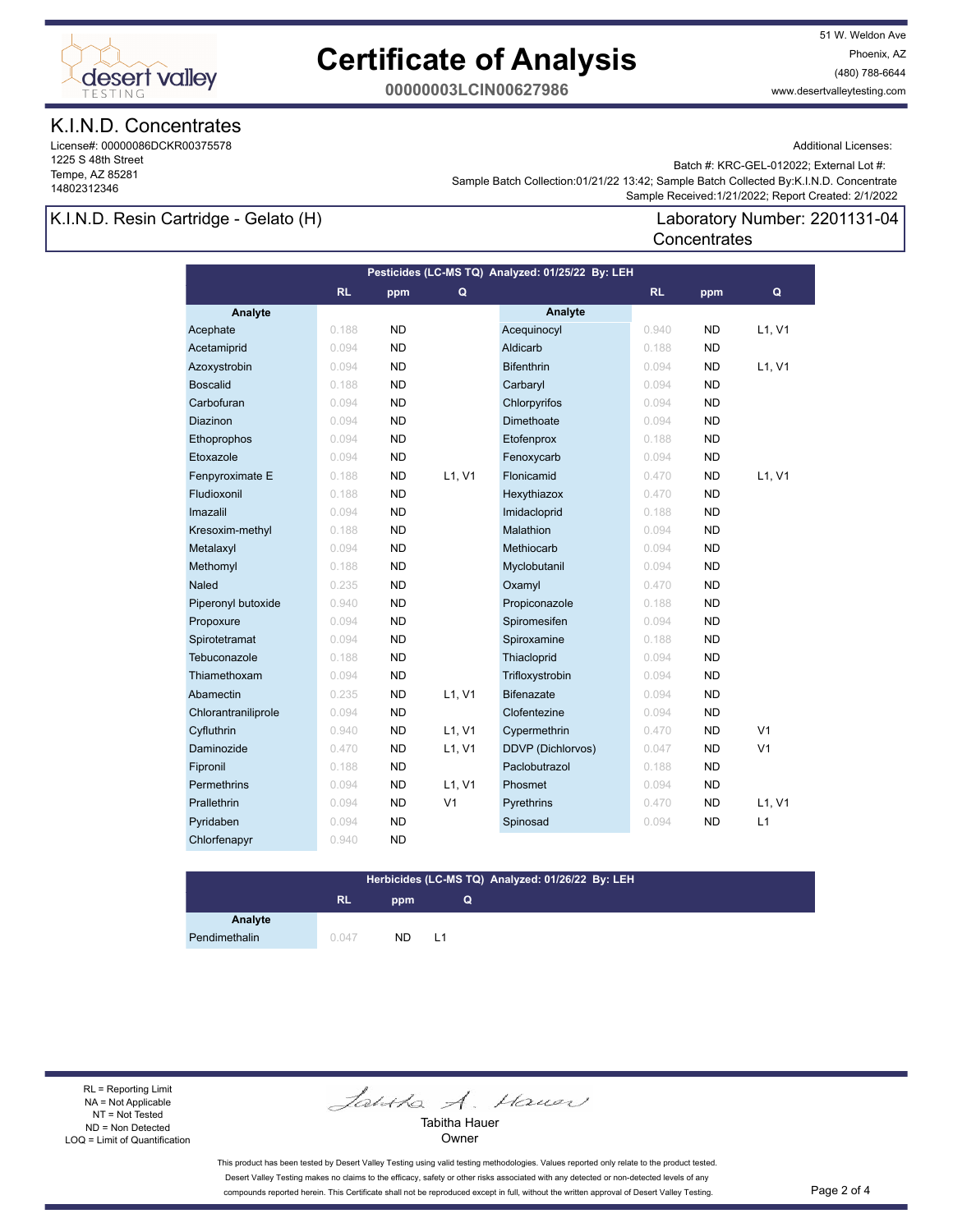# Certificate of Analysis

**00000003LCIN00627986**

51 W. Weldon Ave
Phoenix, AZ
(480) 788-6644
www.desertvalleytesting.com

## K.I.N.D. Concentrates

License#: 00000086DCKR00375578
1225 S 48th Street
Tempe, AZ 85281
14802312346

Additional Licenses:

Batch #: KRC-GEL-012022; External Lot #:
Sample Batch Collection:01/21/22 13:42; Sample Batch Collected By:K.I.N.D. Concentrate
Sample Received:1/21/2022; Report Created: 2/1/2022

## K.I.N.D. Resin Cartridge - Gelato (H)

Laboratory Number: 2201131-04
Concentrates

### Pesticides (LC-MS TQ) Analyzed: 01/25/22 By: LEH

| Analyte | RL | ppm | Q | Analyte | RL | ppm | Q |
|---|---|---|---|---|---|---|---|
| Acephate | 0.188 | ND | | Acequinocyl | 0.940 | ND | L1, V1 |
| Acetamiprid | 0.094 | ND | | Aldicarb | 0.188 | ND | |
| Azoxystrobin | 0.094 | ND | | Bifenthrin | 0.094 | ND | L1, V1 |
| Boscalid | 0.188 | ND | | Carbaryl | 0.094 | ND | |
| Carbofuran | 0.094 | ND | | Chlorpyrifos | 0.094 | ND | |
| Diazinon | 0.094 | ND | | Dimethoate | 0.094 | ND | |
| Ethoprophos | 0.094 | ND | | Etofenprox | 0.188 | ND | |
| Etoxazole | 0.094 | ND | | Fenoxycarb | 0.094 | ND | |
| Fenpyroximate E | 0.188 | ND | L1, V1 | Flonicamid | 0.470 | ND | L1, V1 |
| Fludioxonil | 0.188 | ND | | Hexythiazox | 0.470 | ND | |
| Imazalil | 0.094 | ND | | Imidacloprid | 0.188 | ND | |
| Kresoxim-methyl | 0.188 | ND | | Malathion | 0.094 | ND | |
| Metalaxyl | 0.094 | ND | | Methiocarb | 0.094 | ND | |
| Methomyl | 0.188 | ND | | Myclobutanil | 0.094 | ND | |
| Naled | 0.235 | ND | | Oxamyl | 0.470 | ND | |
| Piperonyl butoxide | 0.940 | ND | | Propiconazole | 0.188 | ND | |
| Propoxure | 0.094 | ND | | Spiromesifen | 0.094 | ND | |
| Spirotetramat | 0.094 | ND | | Spiroxamine | 0.188 | ND | |
| Tebuconazole | 0.188 | ND | | Thiacloprid | 0.094 | ND | |
| Thiamethoxam | 0.094 | ND | | Trifloxystrobin | 0.094 | ND | |
| Abamectin | 0.235 | ND | L1, V1 | Bifenazate | 0.094 | ND | |
| Chlorantraniliprole | 0.094 | ND | | Clofentezine | 0.094 | ND | |
| Cyfluthrin | 0.940 | ND | L1, V1 | Cypermethrin | 0.470 | ND | V1 |
| Daminozide | 0.470 | ND | L1, V1 | DDVP (Dichlorvos) | 0.047 | ND | V1 |
| Fipronil | 0.188 | ND | | Paclobutrazol | 0.188 | ND | |
| Permethrins | 0.094 | ND | L1, V1 | Phosmet | 0.094 | ND | |
| Prallethrin | 0.094 | ND | V1 | Pyrethrins | 0.470 | ND | L1, V1 |
| Pyridaben | 0.094 | ND | | Spinosad | 0.094 | ND | L1 |
| Chlorfenapyr | 0.940 | ND | | | | | |

### Herbicides (LC-MS TQ) Analyzed: 01/26/22 By: LEH

| Analyte | RL | ppm | Q |
|---|---|---|---|
| Pendimethalin | 0.047 | ND | L1 |

RL = Reporting Limit
NA = Not Applicable
NT = Not Tested
ND = Non Detected
LOQ = Limit of Quantification

Tabitha Hauer
Owner

This product has been tested by Desert Valley Testing using valid testing methodologies. Values reported only relate to the product tested. Desert Valley Testing makes no claims to the efficacy, safety or other risks associated with any detected or non-detected levels of any compounds reported herein. This Certificate shall not be reproduced except in full, without the written approval of Desert Valley Testing.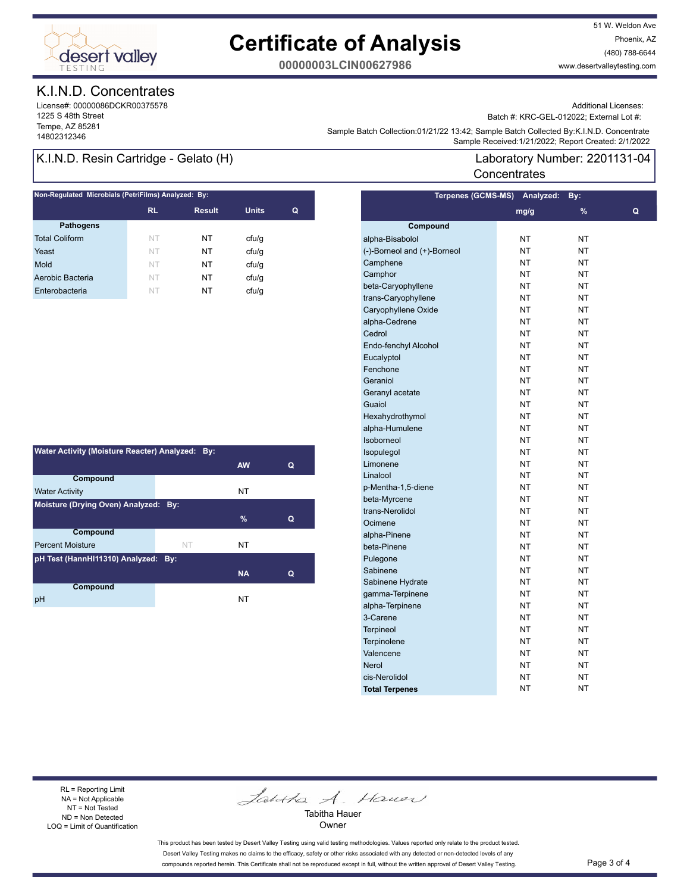# Certificate of Analysis

**00000003LCIN00627986**

51 W. Weldon Ave
Phoenix, AZ
(480) 788-6644
www.desertvalleytesting.com

## K.I.N.D. Concentrates

License#: 00000086DCKR00375578
1225 S 48th Street
Tempe, AZ 85281
14802312346

Additional Licenses:
Batch #: KRC-GEL-012022; External Lot #:
Sample Batch Collection:01/21/22 13:42; Sample Batch Collected By:K.I.N.D. Concentrate
Sample Received:1/21/2022; Report Created: 2/1/2022

## K.I.N.D. Resin Cartridge - Gelato (H)

Laboratory Number: 2201131-04
Concentrates

### Non-Regulated Microbials (PetriFilms) Analyzed: By:

| Pathogens | RL | Result | Units | Q |
|---|---|---|---|---|
| Total Coliform | NT | NT | cfu/g | |
| Yeast | NT | NT | cfu/g | |
| Mold | NT | NT | cfu/g | |
| Aerobic Bacteria | NT | NT | cfu/g | |
| Enterobacteria | NT | NT | cfu/g | |

### Water Activity (Moisture Reacter) Analyzed: By:

| Compound | | AW | Q |
|---|---|---|---|
| Water Activity | | NT | |

### Moisture (Drying Oven) Analyzed: By:

| Compound | | % | Q |
|---|---|---|---|
| Percent Moisture | NT | NT | |

### pH Test (HannHI11310) Analyzed: By:

| Compound | | NA | Q |
|---|---|---|---|
| pH | | NT | |

### Terpenes (GCMS-MS) Analyzed: By:

| Compound | mg/g | % | Q |
|---|---|---|---|
| alpha-Bisabolol | NT | NT | |
| (-)-Borneol and (+)-Borneol | NT | NT | |
| Camphene | NT | NT | |
| Camphor | NT | NT | |
| beta-Caryophyllene | NT | NT | |
| trans-Caryophyllene | NT | NT | |
| Caryophyllene Oxide | NT | NT | |
| alpha-Cedrene | NT | NT | |
| Cedrol | NT | NT | |
| Endo-fenchyl Alcohol | NT | NT | |
| Eucalyptol | NT | NT | |
| Fenchone | NT | NT | |
| Geraniol | NT | NT | |
| Geranyl acetate | NT | NT | |
| Guaiol | NT | NT | |
| Hexahydrothymol | NT | NT | |
| alpha-Humulene | NT | NT | |
| Isoborneol | NT | NT | |
| Isopulegol | NT | NT | |
| Limonene | NT | NT | |
| Linalool | NT | NT | |
| p-Mentha-1,5-diene | NT | NT | |
| beta-Myrcene | NT | NT | |
| trans-Nerolidol | NT | NT | |
| Ocimene | NT | NT | |
| alpha-Pinene | NT | NT | |
| beta-Pinene | NT | NT | |
| Pulegone | NT | NT | |
| Sabinene | NT | NT | |
| Sabinene Hydrate | NT | NT | |
| gamma-Terpinene | NT | NT | |
| alpha-Terpinene | NT | NT | |
| 3-Carene | NT | NT | |
| Terpineol | NT | NT | |
| Terpinolene | NT | NT | |
| Valencene | NT | NT | |
| Nerol | NT | NT | |
| cis-Nerolidol | NT | NT | |
| **Total Terpenes** | NT | NT | |

RL = Reporting Limit
NA = Not Applicable
NT = Not Tested
ND = Non Detected
LOQ = Limit of Quantification

Tabitha Hauer
Owner

This product has been tested by Desert Valley Testing using valid testing methodologies. Values reported only relate to the product tested. Desert Valley Testing makes no claims to the efficacy, safety or other risks associated with any detected or non-detected levels of any compounds reported herein. This Certificate shall not be reproduced except in full, without the written approval of Desert Valley Testing.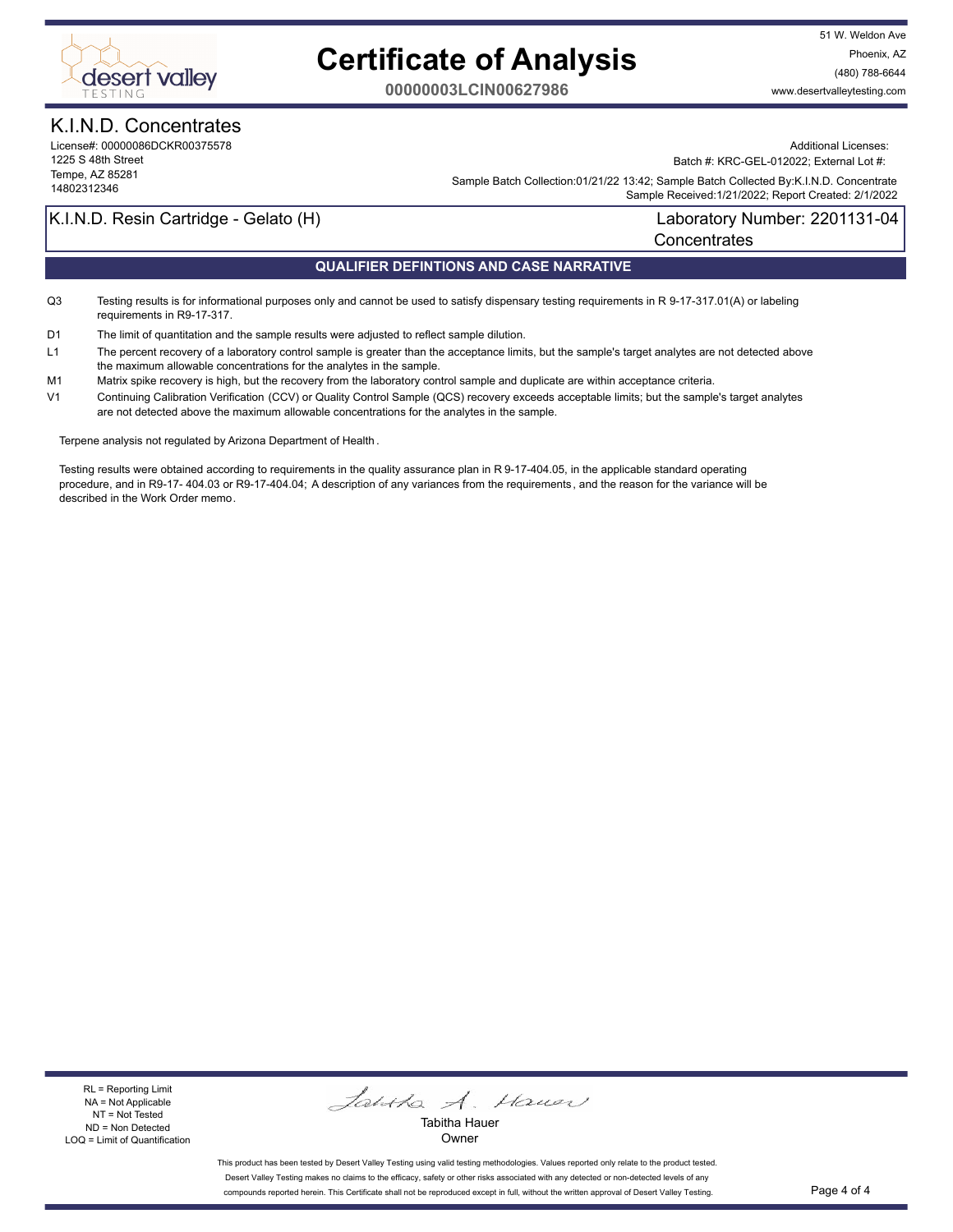# Certificate of Analysis

**00000003LCIN00627986**

51 W. Weldon Ave
Phoenix, AZ
(480) 788-6644
www.desertvalleytesting.com

## K.I.N.D. Concentrates

License#: 00000086DCKR00375578
1225 S 48th Street
Tempe, AZ 85281
14802312346

Additional Licenses:
Batch #: KRC-GEL-012022; External Lot #:
Sample Batch Collection:01/21/22 13:42; Sample Batch Collected By:K.I.N.D. Concentrate
Sample Received:1/21/2022; Report Created: 2/1/2022

K.I.N.D. Resin Cartridge - Gelato (H)

Laboratory Number: 2201131-04
Concentrates

### QUALIFIER DEFINTIONS AND CASE NARRATIVE

- Q3 Testing results is for informational purposes only and cannot be used to satisfy dispensary testing requirements in R 9-17-317.01(A) or labeling requirements in R9-17-317.
- D1 The limit of quantitation and the sample results were adjusted to reflect sample dilution.
- L1 The percent recovery of a laboratory control sample is greater than the acceptance limits, but the sample's target analytes are not detected above the maximum allowable concentrations for the analytes in the sample.
- M1 Matrix spike recovery is high, but the recovery from the laboratory control sample and duplicate are within acceptance criteria.
- V1 Continuing Calibration Verification (CCV) or Quality Control Sample (QCS) recovery exceeds acceptable limits; but the sample's target analytes are not detected above the maximum allowable concentrations for the analytes in the sample.

Terpene analysis not regulated by Arizona Department of Health.

Testing results were obtained according to requirements in the quality assurance plan in R 9-17-404.05, in the applicable standard operating procedure, and in R9-17- 404.03 or R9-17-404.04; A description of any variances from the requirements, and the reason for the variance will be described in the Work Order memo.

RL = Reporting Limit
NA = Not Applicable
NT = Not Tested
ND = Non Detected
LOQ = Limit of Quantification

Tabitha Hauer
Owner

This product has been tested by Desert Valley Testing using valid testing methodologies. Values reported only relate to the product tested. Desert Valley Testing makes no claims to the efficacy, safety or other risks associated with any detected or non-detected levels of any compounds reported herein. This Certificate shall not be reproduced except in full, without the written approval of Desert Valley Testing.